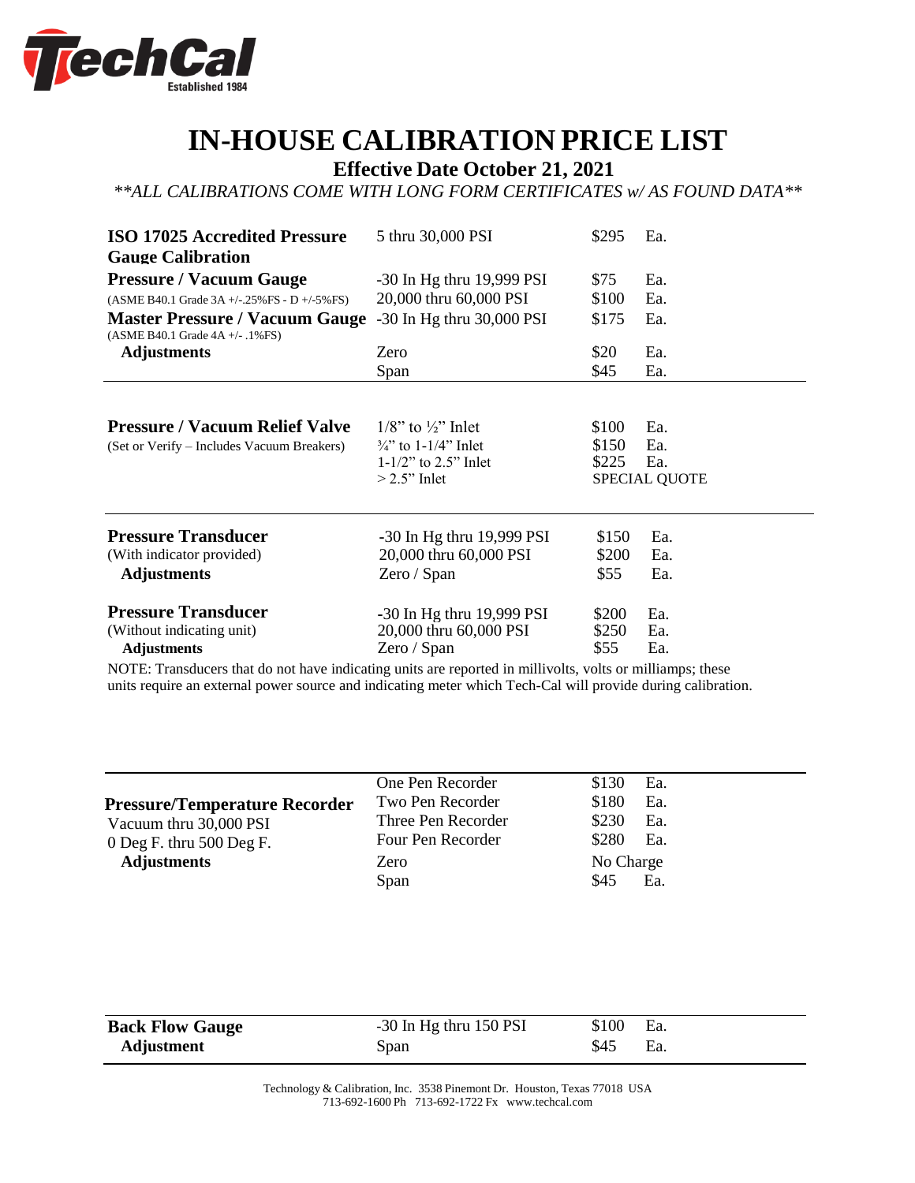TechCal
Established 1984

# IN-HOUSE CALIBRATION PRICE LIST

## Effective Date October 21, 2021

*\*\*ALL CALIBRATIONS COME WITH LONG FORM CERTIFICATES w/ AS FOUND DATA\*\**

| Item | Range | Price | Unit |
|---|---|---|---|
| **ISO 17025 Accredited Pressure Gauge Calibration** | 5 thru 30,000 PSI | $295 | Ea. |
| **Pressure / Vacuum Gauge** | -30 In Hg thru 19,999 PSI | $75 | Ea. |
| (ASME B40.1 Grade 3A +/-.25%FS - D +/-5%FS) | 20,000 thru 60,000 PSI | $100 | Ea. |
| **Master Pressure / Vacuum Gauge** (ASME B40.1 Grade 4A +/- .1%FS) | -30 In Hg thru 30,000 PSI | $175 | Ea. |
| **Adjustments** | Zero | $20 | Ea. |
| | Span | $45 | Ea. |

| Item | Range | Price | Unit |
|---|---|---|---|
| **Pressure / Vacuum Relief Valve** | 1/8" to ½" Inlet | $100 | Ea. |
| (Set or Verify – Includes Vacuum Breakers) | ¾" to 1-1/4" Inlet | $150 | Ea. |
| | 1-1/2" to 2.5" Inlet | $225 | Ea. |
| | > 2.5" Inlet | SPECIAL QUOTE | |

| Item | Range | Price | Unit |
|---|---|---|---|
| **Pressure Transducer** | -30 In Hg thru 19,999 PSI | $150 | Ea. |
| (With indicator provided) | 20,000 thru 60,000 PSI | $200 | Ea. |
| **Adjustments** | Zero / Span | $55 | Ea. |
| **Pressure Transducer** | -30 In Hg thru 19,999 PSI | $200 | Ea. |
| (Without indicating unit) | 20,000 thru 60,000 PSI | $250 | Ea. |
| **Adjustments** | Zero / Span | $55 | Ea. |

NOTE: Transducers that do not have indicating units are reported in millivolts, volts or milliamps; these units require an external power source and indicating meter which Tech-Cal will provide during calibration.

| Item | Type | Price | Unit |
|---|---|---|---|
| | One Pen Recorder | $130 | Ea. |
| **Pressure/Temperature Recorder** | Two Pen Recorder | $180 | Ea. |
| Vacuum thru 30,000 PSI | Three Pen Recorder | $230 | Ea. |
| 0 Deg F. thru 500 Deg F. | Four Pen Recorder | $280 | Ea. |
| **Adjustments** | Zero | No Charge | |
| | Span | $45 | Ea. |

| Item | Range | Price | Unit |
|---|---|---|---|
| **Back Flow Gauge** | -30 In Hg thru 150 PSI | $100 | Ea. |
| **Adjustment** | Span | $45 | Ea. |

Technology & Calibration, Inc. 3538 Pinemont Dr. Houston, Texas 77018 USA
713-692-1600 Ph 713-692-1722 Fx www.techcal.com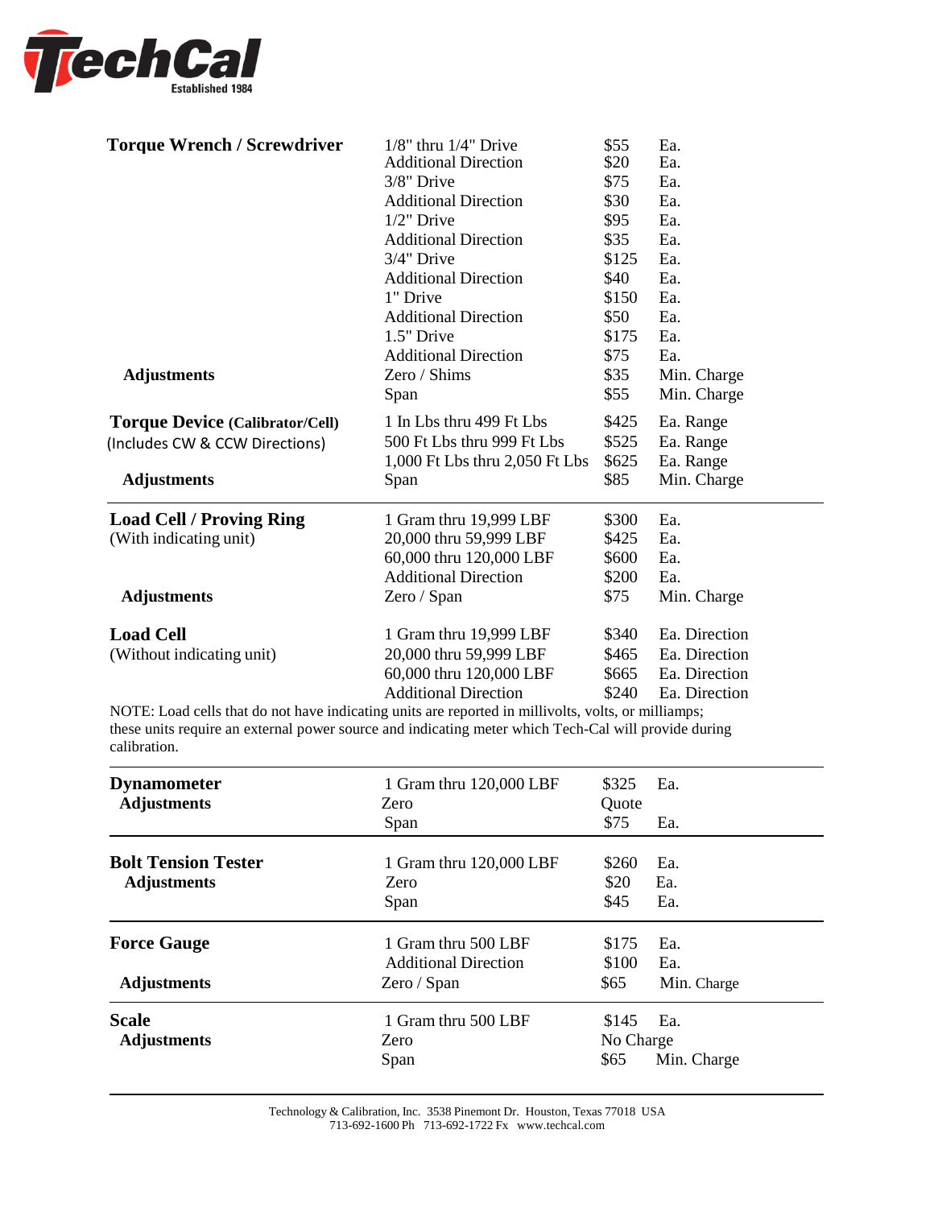**TechCal** Established 1984

| | | | |
|---|---|---|---|
| **Torque Wrench / Screwdriver** | 1/8" thru 1/4" Drive | $55 | Ea. |
| | Additional Direction | $20 | Ea. |
| | 3/8" Drive | $75 | Ea. |
| | Additional Direction | $30 | Ea. |
| | 1/2" Drive | $95 | Ea. |
| | Additional Direction | $35 | Ea. |
| | 3/4" Drive | $125 | Ea. |
| | Additional Direction | $40 | Ea. |
| | 1" Drive | $150 | Ea. |
| | Additional Direction | $50 | Ea. |
| | 1.5" Drive | $175 | Ea. |
| | Additional Direction | $75 | Ea. |
| **Adjustments** | Zero / Shims | $35 | Min. Charge |
| | Span | $55 | Min. Charge |
| **Torque Device (Calibrator/Cell)** (Includes CW & CCW Directions) | 1 In Lbs thru 499 Ft Lbs | $425 | Ea. Range |
| | 500 Ft Lbs thru 999 Ft Lbs | $525 | Ea. Range |
| | 1,000 Ft Lbs thru 2,050 Ft Lbs | $625 | Ea. Range |
| **Adjustments** | Span | $85 | Min. Charge |
| **Load Cell / Proving Ring** (With indicating unit) | 1 Gram thru 19,999 LBF | $300 | Ea. |
| | 20,000 thru 59,999 LBF | $425 | Ea. |
| | 60,000 thru 120,000 LBF | $600 | Ea. |
| | Additional Direction | $200 | Ea. |
| **Adjustments** | Zero / Span | $75 | Min. Charge |
| **Load Cell** (Without indicating unit) | 1 Gram thru 19,999 LBF | $340 | Ea. Direction |
| | 20,000 thru 59,999 LBF | $465 | Ea. Direction |
| | 60,000 thru 120,000 LBF | $665 | Ea. Direction |
| | Additional Direction | $240 | Ea. Direction |

NOTE: Load cells that do not have indicating units are reported in millivolts, volts, or milliamps; these units require an external power source and indicating meter which Tech-Cal will provide during calibration.

| | | | |
|---|---|---|---|
| **Dynamometer** | 1 Gram thru 120,000 LBF | $325 | Ea. |
| **Adjustments** | Zero | Quote | |
| | Span | $75 | Ea. |
| **Bolt Tension Tester** | 1 Gram thru 120,000 LBF | $260 | Ea. |
| **Adjustments** | Zero | $20 | Ea. |
| | Span | $45 | Ea. |
| **Force Gauge** | 1 Gram thru 500 LBF | $175 | Ea. |
| | Additional Direction | $100 | Ea. |
| **Adjustments** | Zero / Span | $65 | Min. Charge |
| **Scale** | 1 Gram thru 500 LBF | $145 | Ea. |
| **Adjustments** | Zero | No Charge | |
| | Span | $65 | Min. Charge |

Technology & Calibration, Inc. 3538 Pinemont Dr. Houston, Texas 77018 USA
713-692-1600 Ph 713-692-1722 Fx www.techcal.com